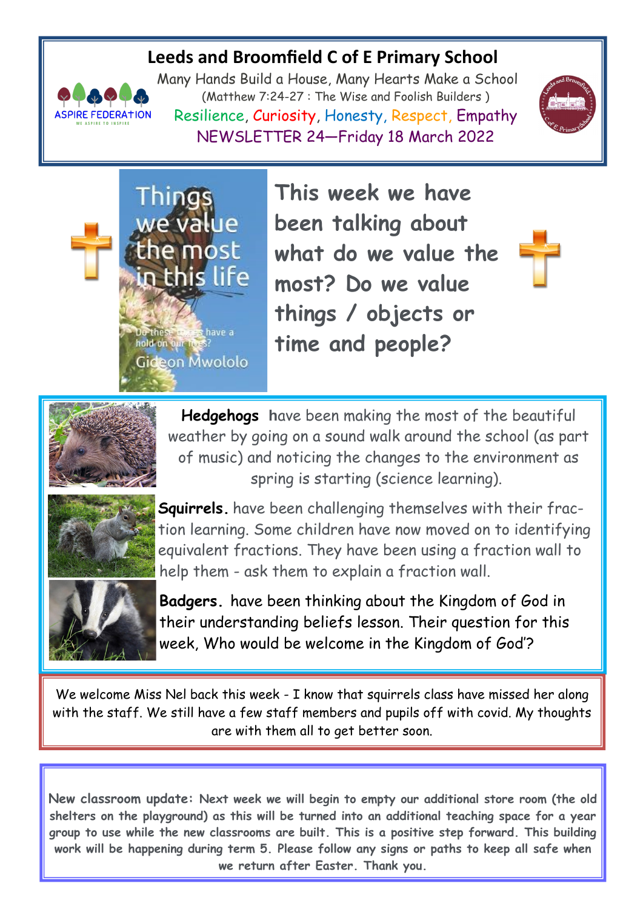# Leeds and Broomfield C of E Primary School

Many Hands Build a House, Many Hearts Make a School

(Matthew 7:24-27 : The Wise and Foolish Builders )

Resilience, Curiosity, Honesty, Respect, Empathy

NEWSLETTER 24—Friday 18 March 2022

Things we value the most in this life

Do these things have a hold on our lives?

Gideon Mwololo

## This week we have been talking about what do we value the most? Do we value things / objects or time and people?

**Hedgehogs** have been making the most of the beautiful weather by going on a sound walk around the school (as part of music) and noticing the changes to the environment as spring is starting (science learning).

**Squirrels.** have been challenging themselves with their fraction learning. Some children have now moved on to identifying equivalent fractions. They have been using a fraction wall to help them - ask them to explain a fraction wall.

**Badgers.** have been thinking about the Kingdom of God in their understanding beliefs lesson. Their question for this week, Who would be welcome in the Kingdom of God'?

We welcome Miss Nel back this week - I know that squirrels class have missed her along with the staff. We still have a few staff members and pupils off with covid. My thoughts are with them all to get better soon.

**New classroom update:** Next week we will begin to empty our additional store room (the old shelters on the playground) as this will be turned into an additional teaching space for a year group to use while the new classrooms are built. This is a positive step forward. This building work will be happening during term 5. Please follow any signs or paths to keep all safe when we return after Easter. Thank you.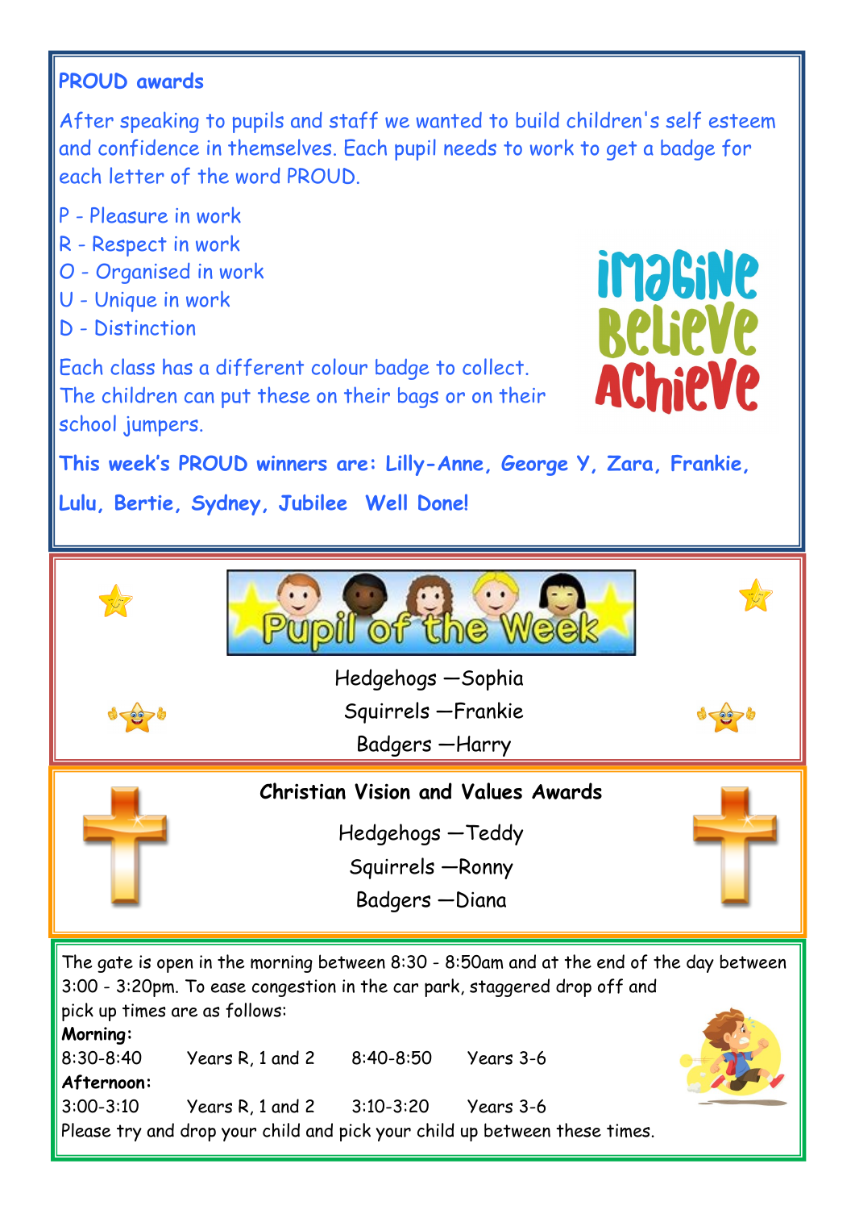## PROUD awards

After speaking to pupils and staff we wanted to build children's self esteem and confidence in themselves. Each pupil needs to work to get a badge for each letter of the word PROUD.

P - Pleasure in work
R - Respect in work
O - Organised in work
U - Unique in work
D - Distinction

Each class has a different colour badge to collect. The children can put these on their bags or on their school jumpers.

**This week's PROUD winners are: Lilly-Anne, George Y, Zara, Frankie, Lulu, Bertie, Sydney, Jubilee Well Done!**

## Pupil of the Week

Hedgehogs —Sophia
Squirrels —Frankie
Badgers —Harry

## Christian Vision and Values Awards

Hedgehogs —Teddy
Squirrels —Ronny
Badgers —Diana

The gate is open in the morning between 8:30 - 8:50am and at the end of the day between 3:00 - 3:20pm. To ease congestion in the car park, staggered drop off and pick up times are as follows:

**Morning:**

| | | | |
|---|---|---|---|
| 8:30-8:40 | Years R, 1 and 2 | 8:40-8:50 | Years 3-6 |

**Afternoon:**

| | | | |
|---|---|---|---|
| 3:00-3:10 | Years R, 1 and 2 | 3:10-3:20 | Years 3-6 |

Please try and drop your child and pick your child up between these times.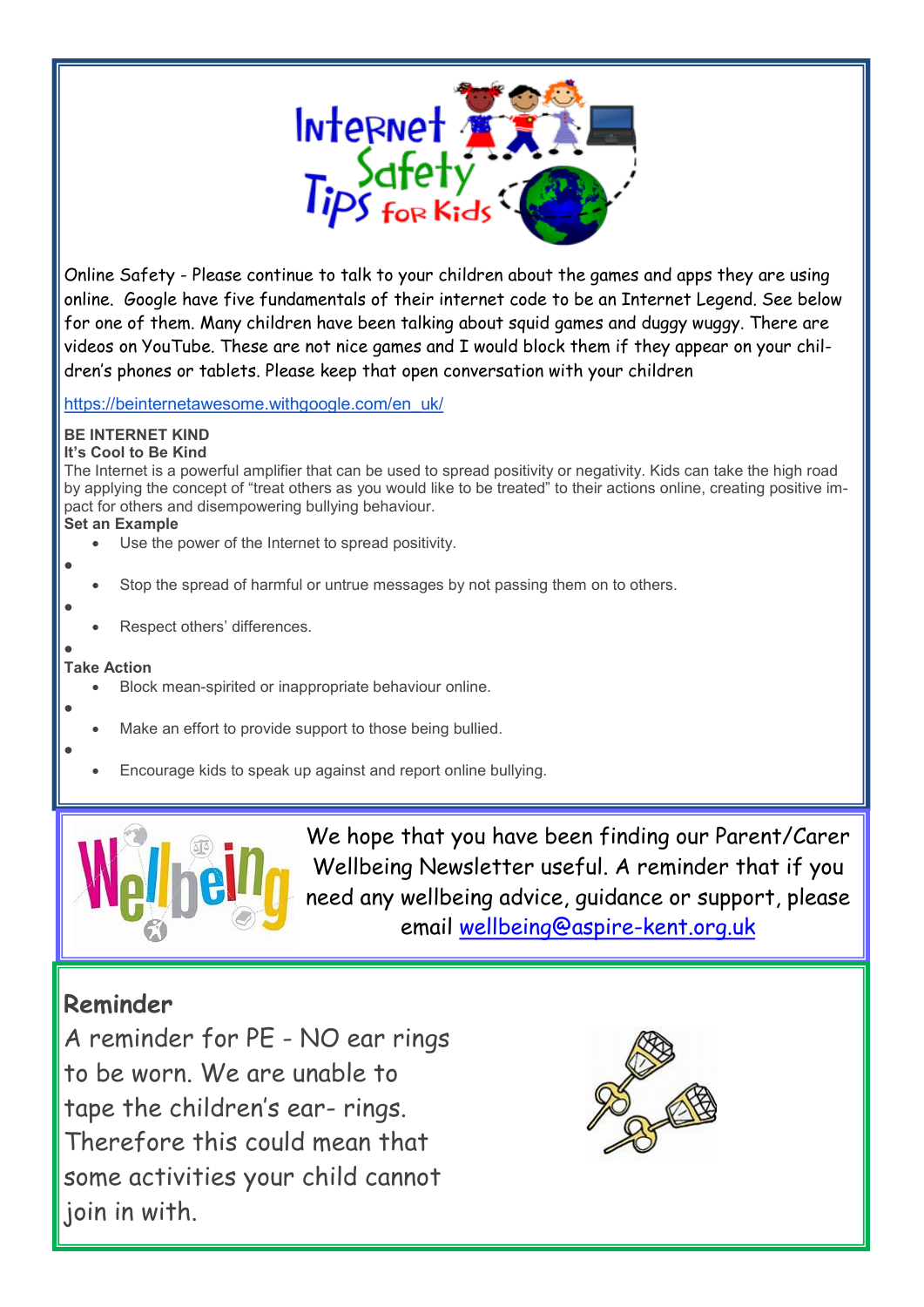# Internet Safety Tips for Kids

Online Safety - Please continue to talk to your children about the games and apps they are using online. Google have five fundamentals of their internet code to be an Internet Legend. See below for one of them. Many children have been talking about squid games and duggy wuggy. There are videos on YouTube. These are not nice games and I would block them if they appear on your children's phones or tablets. Please keep that open conversation with your children

https://beinternetawesome.withgoogle.com/en_uk/

**BE INTERNET KIND**

**It's Cool to Be Kind**

The Internet is a powerful amplifier that can be used to spread positivity or negativity. Kids can take the high road by applying the concept of "treat others as you would like to be treated" to their actions online, creating positive impact for others and disempowering bullying behaviour.

**Set an Example**

- Use the power of the Internet to spread positivity.
- Stop the spread of harmful or untrue messages by not passing them on to others.
- Respect others' differences.

**Take Action**

- Block mean-spirited or inappropriate behaviour online.
- Make an effort to provide support to those being bullied.
- Encourage kids to speak up against and report online bullying.

## Wellbeing

We hope that you have been finding our Parent/Carer Wellbeing Newsletter useful. A reminder that if you need any wellbeing advice, guidance or support, please email wellbeing@aspire-kent.org.uk

## Reminder

A reminder for PE - NO ear rings to be worn. We are unable to tape the children's ear- rings. Therefore this could mean that some activities your child cannot join in with.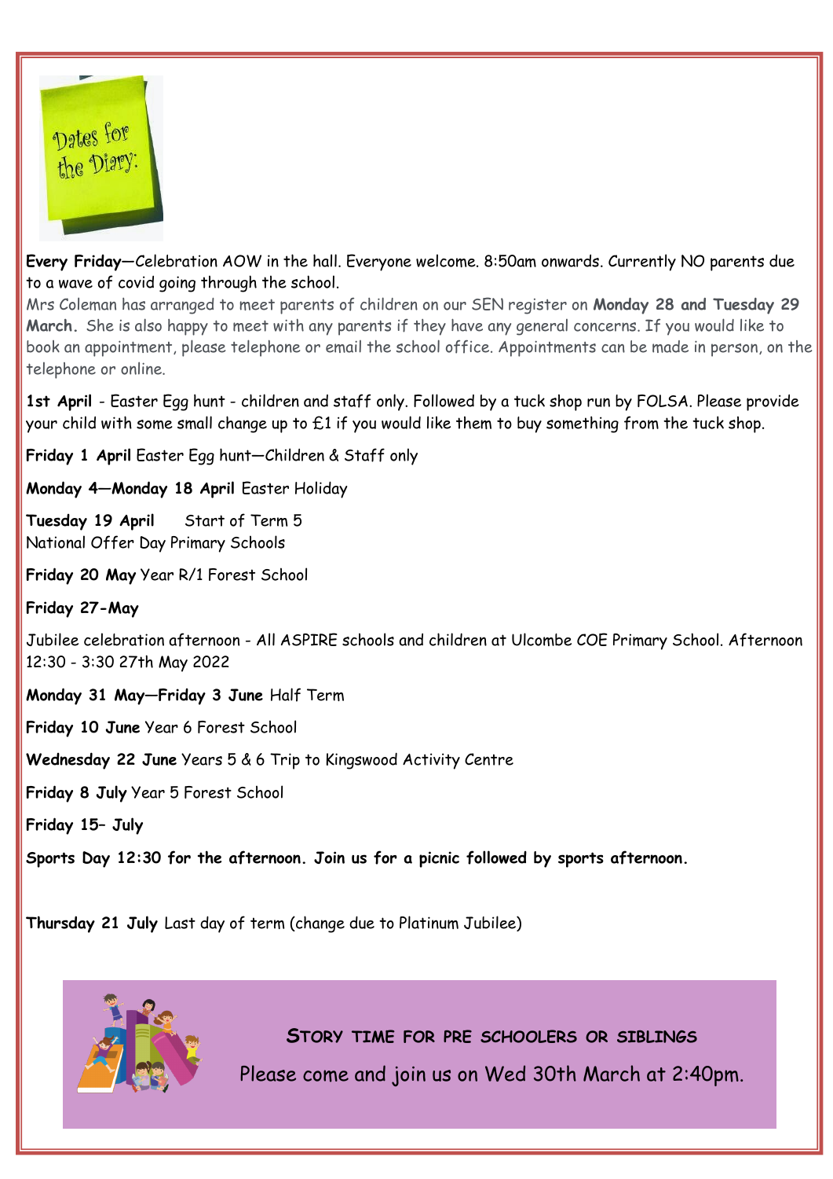# Dates for the Diary:

**Every Friday**—Celebration AOW in the hall. Everyone welcome. 8:50am onwards. Currently NO parents due to a wave of covid going through the school.

Mrs Coleman has arranged to meet parents of children on our SEN register on **Monday 28 and Tuesday 29 March.** She is also happy to meet with any parents if they have any general concerns. If you would like to book an appointment, please telephone or email the school office. Appointments can be made in person, on the telephone or online.

**1st April** - Easter Egg hunt - children and staff only. Followed by a tuck shop run by FOLSA. Please provide your child with some small change up to £1 if you would like them to buy something from the tuck shop.

**Friday 1 April** Easter Egg hunt—Children & Staff only

**Monday 4—Monday 18 April** Easter Holiday

**Tuesday 19 April** Start of Term 5
National Offer Day Primary Schools

**Friday 20 May** Year R/1 Forest School

**Friday 27-May**

Jubilee celebration afternoon - All ASPIRE schools and children at Ulcombe COE Primary School. Afternoon 12:30 - 3:30 27th May 2022

**Monday 31 May—Friday 3 June** Half Term

**Friday 10 June** Year 6 Forest School

**Wednesday 22 June** Years 5 & 6 Trip to Kingswood Activity Centre

**Friday 8 July** Year 5 Forest School

**Friday 15– July**

**Sports Day 12:30 for the afternoon. Join us for a picnic followed by sports afternoon.**

**Thursday 21 July** Last day of term (change due to Platinum Jubilee)

## Story time for pre schoolers or siblings

Please come and join us on Wed 30th March at 2:40pm.